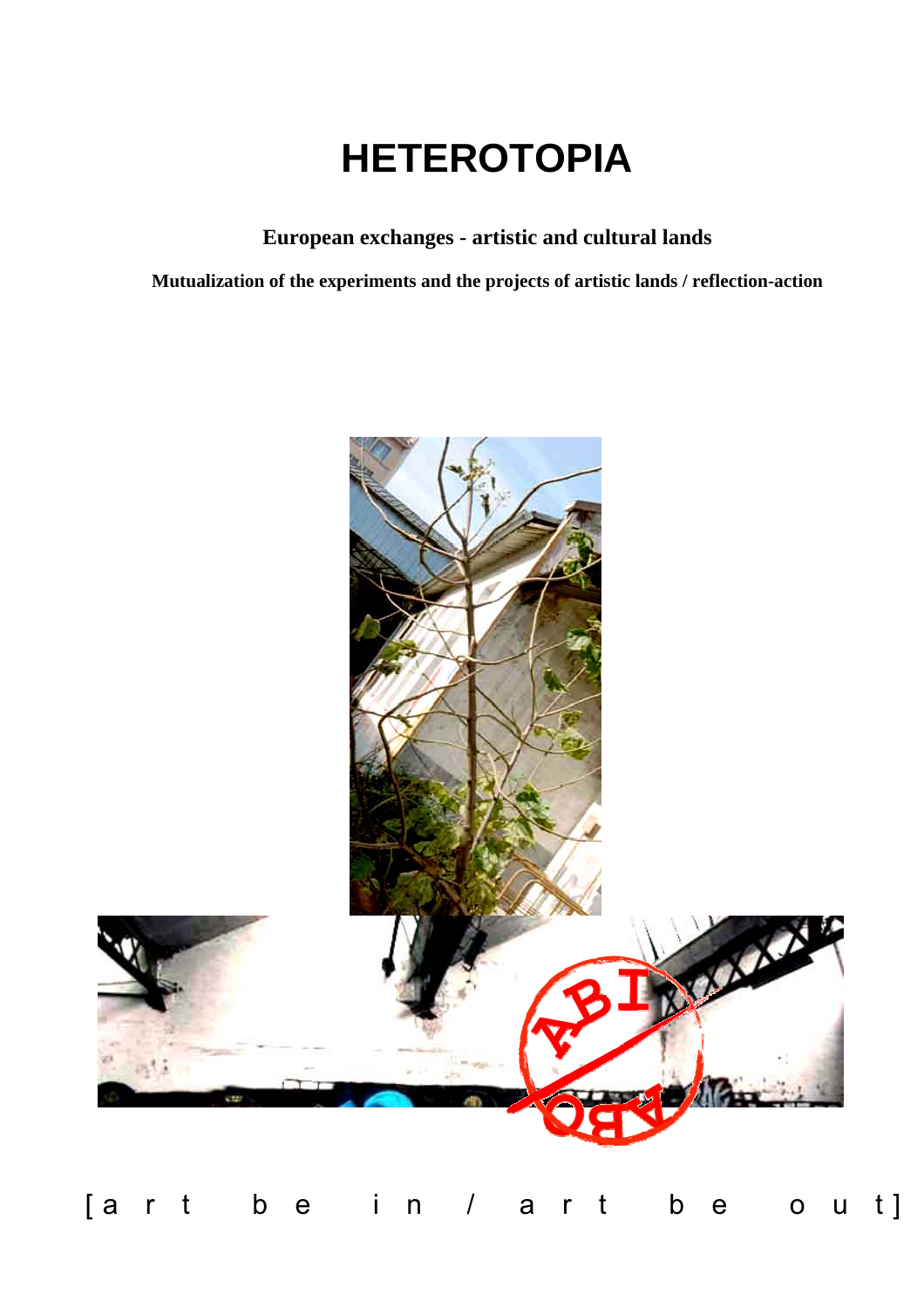# HETEROTOPIA

**European exchanges - artistic and cultural lands**

**Mutualization of the experiments and the projects of artistic lands / reflection-action**

[art be in / art be out]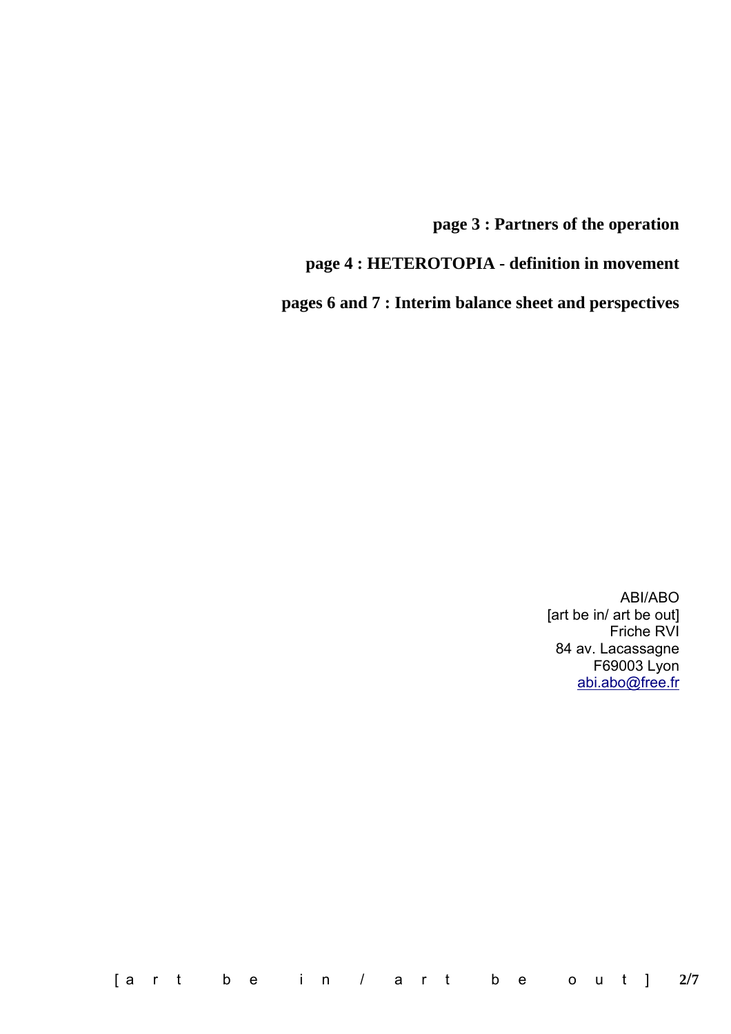**page 3 : Partners of the operation**

**page 4 : HETEROTOPIA - definition in movement**

**pages 6 and 7 : Interim balance sheet and perspectives**

ABI/ABO
[art be in/ art be out]
Friche RVI
84 av. Lacassagne
F69003 Lyon
abi.abo@free.fr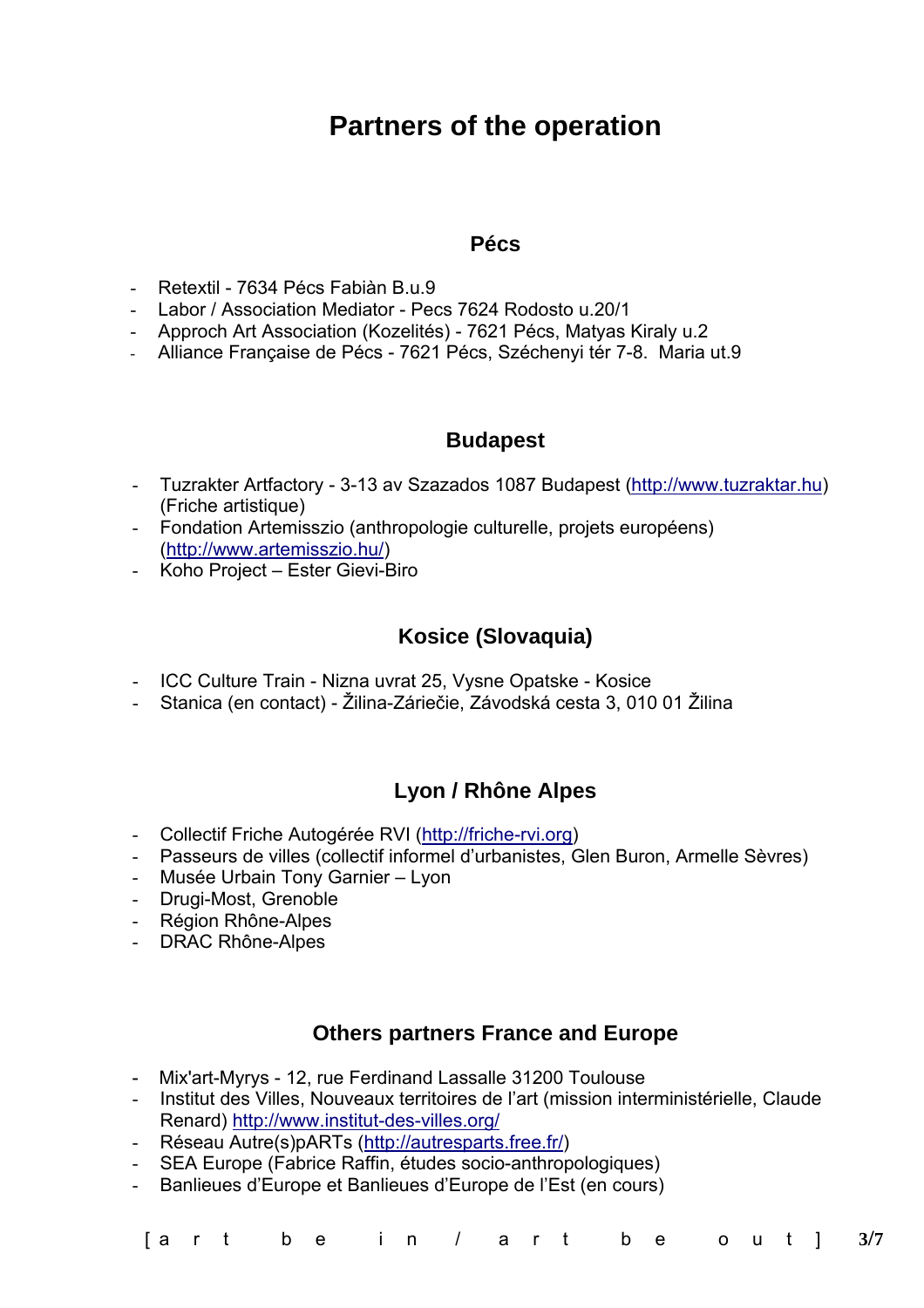# Partners of the operation

## Pécs

- Retextil - 7634 Pécs Fabiàn B.u.9
- Labor / Association Mediator - Pecs 7624 Rodosto u.20/1
- Approch Art Association (Kozelités) - 7621 Pécs, Matyas Kiraly u.2
- Alliance Française de Pécs - 7621 Pécs, Széchenyi tér 7-8. Maria ut.9

## Budapest

- Tuzrakter Artfactory - 3-13 av Szazados 1087 Budapest (http://www.tuzraktar.hu) (Friche artistique)
- Fondation Artemisszio (anthropologie culturelle, projets européens) (http://www.artemisszio.hu/)
- Koho Project – Ester Gievi-Biro

## Kosice (Slovaquia)

- ICC Culture Train - Nizna uvrat 25, Vysne Opatske - Kosice
- Stanica (en contact) - Žilina-Záriečie, Závodská cesta 3, 010 01 Žilina

## Lyon / Rhône Alpes

- Collectif Friche Autogérée RVI (http://friche-rvi.org)
- Passeurs de villes (collectif informel d'urbanistes, Glen Buron, Armelle Sèvres)
- Musée Urbain Tony Garnier – Lyon
- Drugi-Most, Grenoble
- Région Rhône-Alpes
- DRAC Rhône-Alpes

## Others partners France and Europe

- Mix'art-Myrys - 12, rue Ferdinand Lassalle 31200 Toulouse
- Institut des Villes, Nouveaux territoires de l'art (mission interministérielle, Claude Renard) http://www.institut-des-villes.org/
- Réseau Autre(s)pARTs (http://autresparts.free.fr/)
- SEA Europe (Fabrice Raffin, études socio-anthropologiques)
- Banlieues d'Europe et Banlieues d'Europe de l'Est (en cours)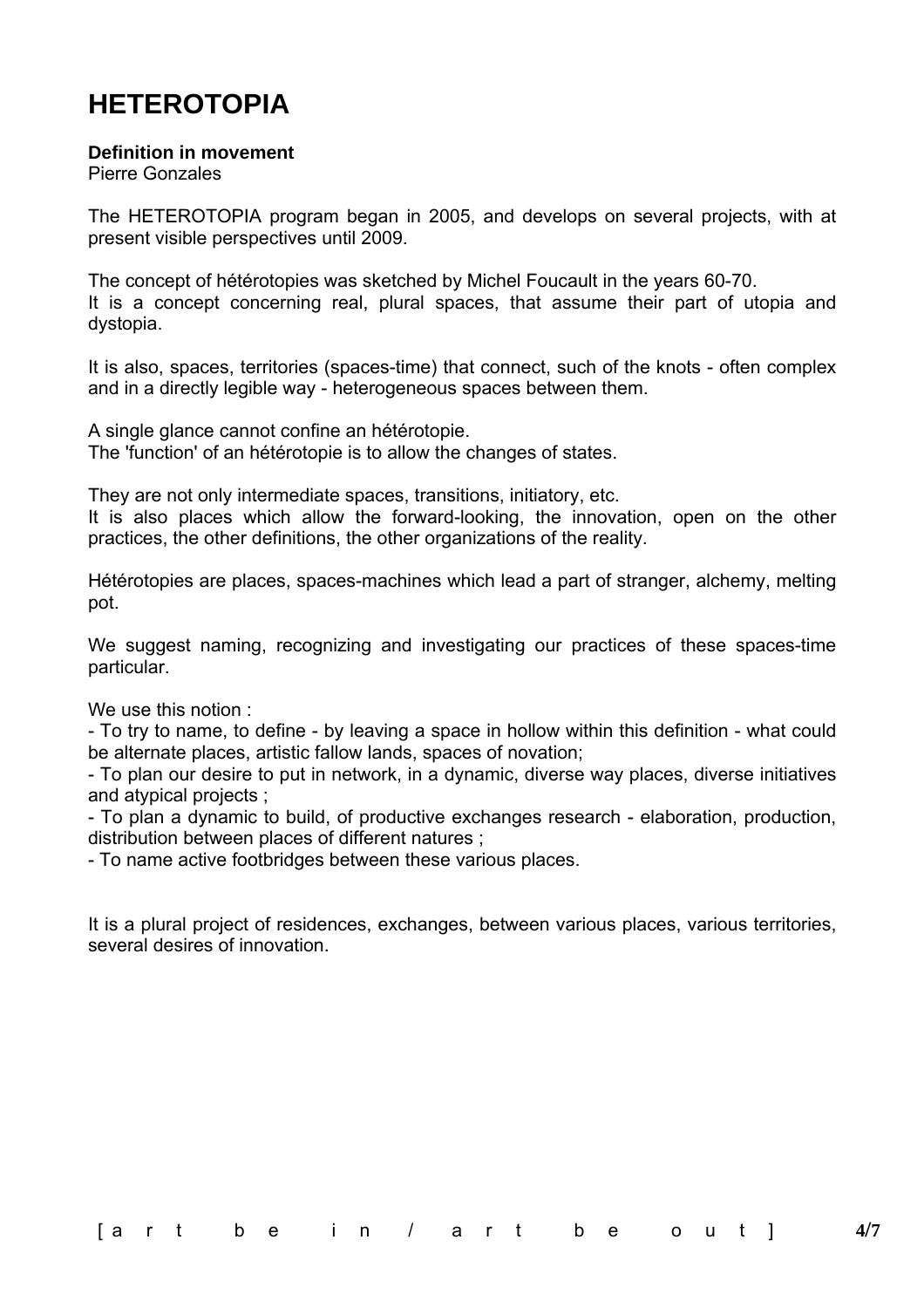# HETEROTOPIA

**Definition in movement**
Pierre Gonzales

The HETEROTOPIA program began in 2005, and develops on several projects, with at present visible perspectives until 2009.

The concept of hétérotopies was sketched by Michel Foucault in the years 60-70.
It is a concept concerning real, plural spaces, that assume their part of utopia and dystopia.

It is also, spaces, territories (spaces-time) that connect, such of the knots - often complex and in a directly legible way - heterogeneous spaces between them.

A single glance cannot confine an hétérotopie.
The 'function' of an hétérotopie is to allow the changes of states.

They are not only intermediate spaces, transitions, initiatory, etc.
It is also places which allow the forward-looking, the innovation, open on the other practices, the other definitions, the other organizations of the reality.

Hétérotopies are places, spaces-machines which lead a part of stranger, alchemy, melting pot.

We suggest naming, recognizing and investigating our practices of these spaces-time particular.

We use this notion :
- To try to name, to define - by leaving a space in hollow within this definition - what could be alternate places, artistic fallow lands, spaces of novation;
- To plan our desire to put in network, in a dynamic, diverse way places, diverse initiatives and atypical projects ;
- To plan a dynamic to build, of productive exchanges research - elaboration, production, distribution between places of different natures ;
- To name active footbridges between these various places.

It is a plural project of residences, exchanges, between various places, various territories, several desires of innovation.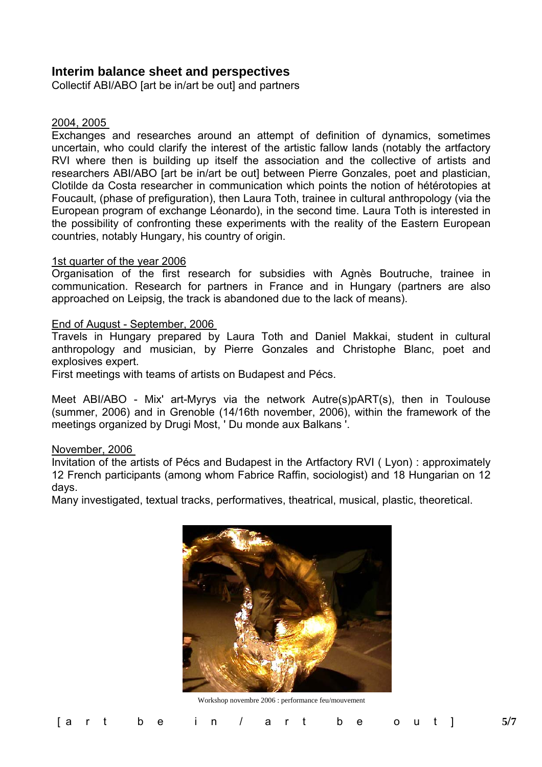## Interim balance sheet and perspectives

Collectif ABI/ABO [art be in/art be out] and partners

2004, 2005

Exchanges and researches around an attempt of definition of dynamics, sometimes uncertain, who could clarify the interest of the artistic fallow lands (notably the artfactory RVI where then is building up itself the association and the collective of artists and researchers ABI/ABO [art be in/art be out] between Pierre Gonzales, poet and plastician, Clotilde da Costa researcher in communication which points the notion of hétérotopies at Foucault, (phase of prefiguration), then Laura Toth, trainee in cultural anthropology (via the European program of exchange Léonardo), in the second time. Laura Toth is interested in the possibility of confronting these experiments with the reality of the Eastern European countries, notably Hungary, his country of origin.

1st quarter of the year 2006

Organisation of the first research for subsidies with Agnès Boutruche, trainee in communication. Research for partners in France and in Hungary (partners are also approached on Leipsig, the track is abandoned due to the lack of means).

End of August - September, 2006

Travels in Hungary prepared by Laura Toth and Daniel Makkai, student in cultural anthropology and musician, by Pierre Gonzales and Christophe Blanc, poet and explosives expert.

First meetings with teams of artists on Budapest and Pécs.

Meet ABI/ABO - Mix' art-Myrys via the network Autre(s)pART(s), then in Toulouse (summer, 2006) and in Grenoble (14/16th november, 2006), within the framework of the meetings organized by Drugi Most, ' Du monde aux Balkans '.

November, 2006

Invitation of the artists of Pécs and Budapest in the Artfactory RVI ( Lyon) : approximately 12 French participants (among whom Fabrice Raffin, sociologist) and 18 Hungarian on 12 days.

Many investigated, textual tracks, performatives, theatrical, musical, plastic, theoretical.

Workshop novembre 2006 : performance feu/mouvement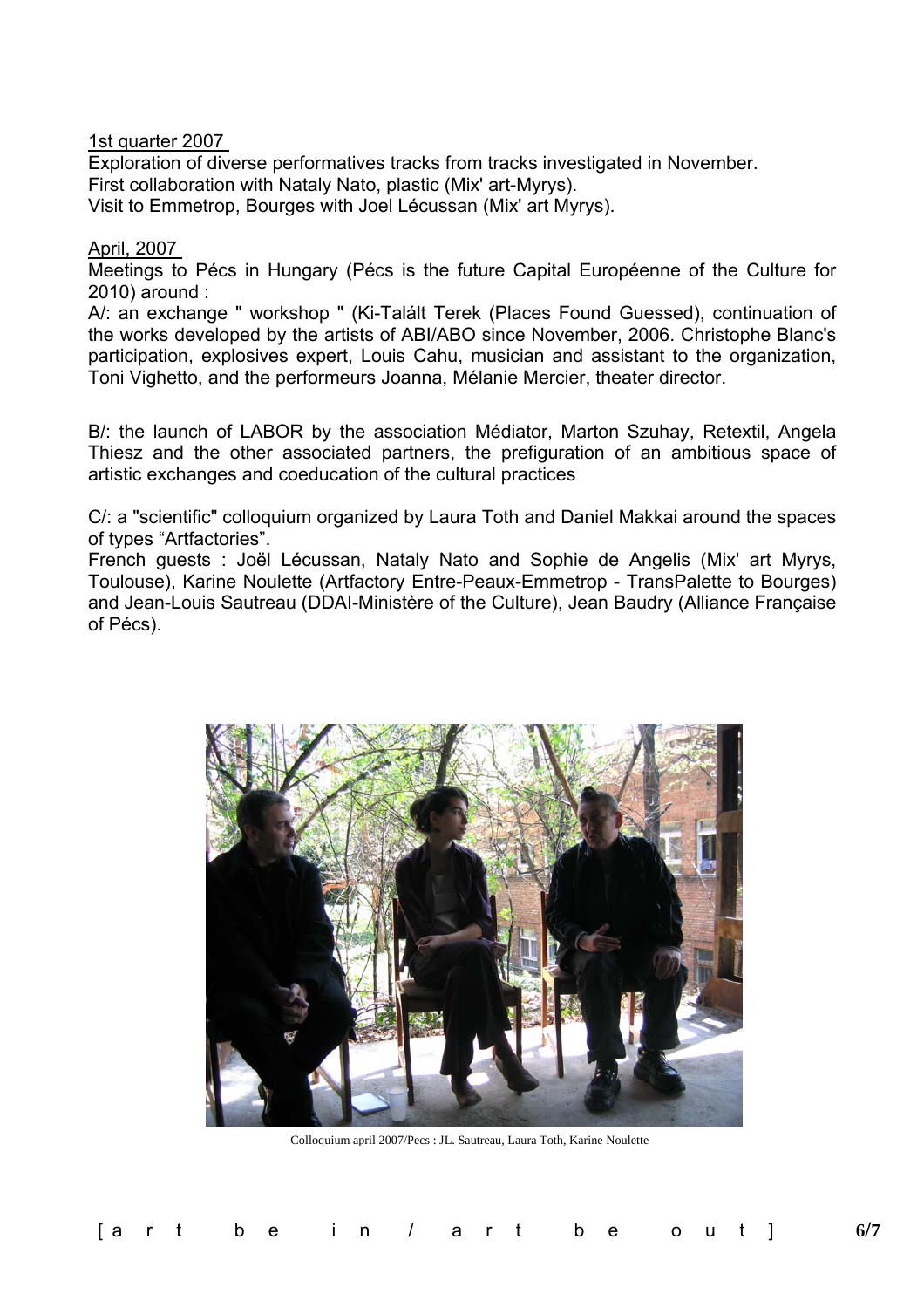<u>1st quarter 2007</u>

Exploration of diverse performatives tracks from tracks investigated in November.
First collaboration with Nataly Nato, plastic (Mix' art-Myrys).
Visit to Emmetrop, Bourges with Joel Lécussan (Mix' art Myrys).

<u>April, 2007</u>

Meetings to Pécs in Hungary (Pécs is the future Capital Européenne of the Culture for 2010) around :

A/: an exchange " workshop " (Ki-Talált Terek (Places Found Guessed), continuation of the works developed by the artists of ABI/ABO since November, 2006. Christophe Blanc's participation, explosives expert, Louis Cahu, musician and assistant to the organization, Toni Vighetto, and the performeurs Joanna, Mélanie Mercier, theater director.

B/: the launch of LABOR by the association Médiator, Marton Szuhay, Retextil, Angela Thiesz and the other associated partners, the prefiguration of an ambitious space of artistic exchanges and coeducation of the cultural practices

C/: a "scientific" colloquium organized by Laura Toth and Daniel Makkai around the spaces of types "Artfactories".
French guests : Joël Lécussan, Nataly Nato and Sophie de Angelis (Mix' art Myrys, Toulouse), Karine Noulette (Artfactory Entre-Peaux-Emmetrop - TransPalette to Bourges) and Jean-Louis Sautreau (DDAI-Ministère of the Culture), Jean Baudry (Alliance Française of Pécs).

Colloquium april 2007/Pecs : JL. Sautreau, Laura Toth, Karine Noulette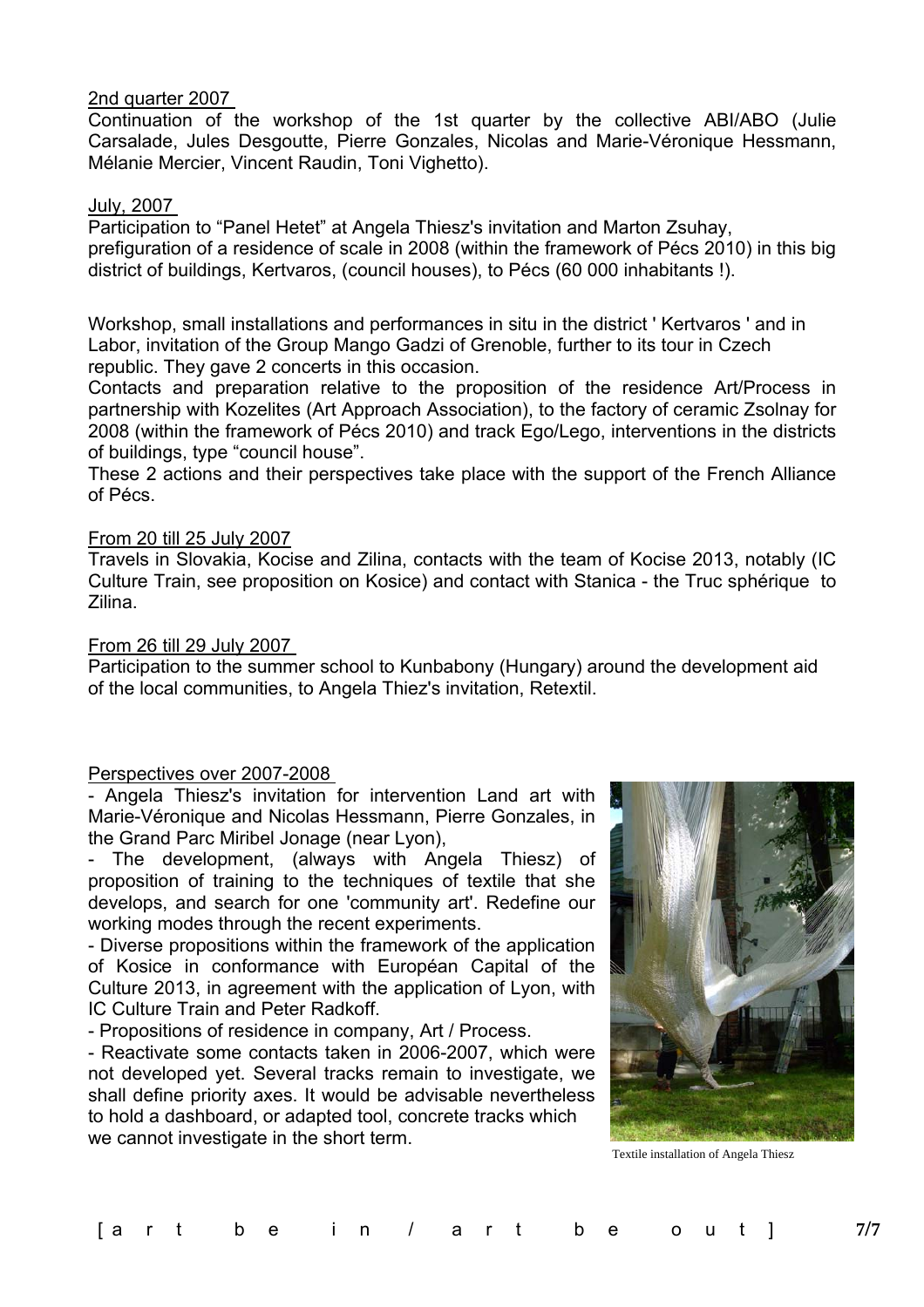2nd quarter 2007

Continuation of the workshop of the 1st quarter by the collective ABI/ABO (Julie Carsalade, Jules Desgoutte, Pierre Gonzales, Nicolas and Marie-Véronique Hessmann, Mélanie Mercier, Vincent Raudin, Toni Vighetto).

July, 2007

Participation to "Panel Hetet" at Angela Thiesz's invitation and Marton Zsuhay, prefiguration of a residence of scale in 2008 (within the framework of Pécs 2010) in this big district of buildings, Kertvaros, (council houses), to Pécs (60 000 inhabitants !).

Workshop, small installations and performances in situ in the district ' Kertvaros ' and in Labor, invitation of the Group Mango Gadzi of Grenoble, further to its tour in Czech republic. They gave 2 concerts in this occasion.

Contacts and preparation relative to the proposition of the residence Art/Process in partnership with Kozelites (Art Approach Association), to the factory of ceramic Zsolnay for 2008 (within the framework of Pécs 2010) and track Ego/Lego, interventions in the districts of buildings, type "council house".

These 2 actions and their perspectives take place with the support of the French Alliance of Pécs.

From 20 till 25 July 2007

Travels in Slovakia, Kocise and Zilina, contacts with the team of Kocise 2013, notably (IC Culture Train, see proposition on Kosice) and contact with Stanica - the Truc sphérique to Zilina.

From 26 till 29 July 2007

Participation to the summer school to Kunbabony (Hungary) around the development aid of the local communities, to Angela Thiez's invitation, Retextil.

Perspectives over 2007-2008

- Angela Thiesz's invitation for intervention Land art with Marie-Véronique and Nicolas Hessmann, Pierre Gonzales, in the Grand Parc Miribel Jonage (near Lyon),
- The development, (always with Angela Thiesz) of proposition of training to the techniques of textile that she develops, and search for one 'community art'. Redefine our working modes through the recent experiments.
- Diverse propositions within the framework of the application of Kosice in conformance with Européan Capital of the Culture 2013, in agreement with the application of Lyon, with IC Culture Train and Peter Radkoff.
- Propositions of residence in company, Art / Process.
- Reactivate some contacts taken in 2006-2007, which were not developed yet. Several tracks remain to investigate, we shall define priority axes. It would be advisable nevertheless to hold a dashboard, or adapted tool, concrete tracks which we cannot investigate in the short term.

Textile installation of Angela Thiesz